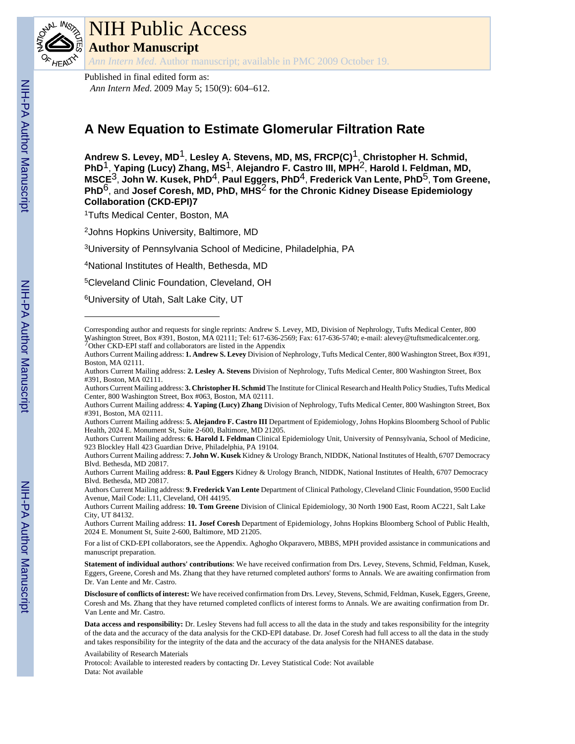# NIH Public Access

## Author Manuscript

*Ann Intern Med*. Author manuscript; available in PMC 2009 October 19.

Published in final edited form as:

*Ann Intern Med*. 2009 May 5; 150(9): 604–612.

# A New Equation to Estimate Glomerular Filtration Rate

**Andrew S. Levey, MD**[1], **Lesley A. Stevens, MD, MS, FRCP(C)**[1], **Christopher H. Schmid, PhD**[1], **Yaping (Lucy) Zhang, MS**[1], **Alejandro F. Castro III, MPH**[2], **Harold I. Feldman, MD, MSCE**[3], **John W. Kusek, PhD**[4], **Paul Eggers, PhD**[4], **Frederick Van Lente, PhD**[5], **Tom Greene, PhD**[6], and **Josef Coresh, MD, PhD, MHS**[2] **for the Chronic Kidney Disease Epidemiology Collaboration (CKD-EPI)7**

[1]Tufts Medical Center, Boston, MA

[2]Johns Hopkins University, Baltimore, MD

[3]University of Pennsylvania School of Medicine, Philadelphia, PA

[4]National Institutes of Health, Bethesda, MD

[5]Cleveland Clinic Foundation, Cleveland, OH

[6]University of Utah, Salt Lake City, UT

---

Corresponding author and requests for single reprints: Andrew S. Levey, MD, Division of Nephrology, Tufts Medical Center, 800 Washington Street, Box #391, Boston, MA 02111; Tel: 617-636-2569; Fax: 617-636-5740; e-mail: alevey@tuftsmedicalcenter.org.
[7]Other CKD-EPI staff and collaborators are listed in the Appendix

Authors Current Mailing address: **1. Andrew S. Levey** Division of Nephrology, Tufts Medical Center, 800 Washington Street, Box #391, Boston, MA 02111.

Authors Current Mailing address: **2. Lesley A. Stevens** Division of Nephrology, Tufts Medical Center, 800 Washington Street, Box #391, Boston, MA 02111.

Authors Current Mailing address: **3. Christopher H. Schmid** The Institute for Clinical Research and Health Policy Studies, Tufts Medical Center, 800 Washington Street, Box #063, Boston, MA 02111.

Authors Current Mailing address: **4. Yaping (Lucy) Zhang** Division of Nephrology, Tufts Medical Center, 800 Washington Street, Box #391, Boston, MA 02111.

Authors Current Mailing address: **5. Alejandro F. Castro III** Department of Epidemiology, Johns Hopkins Bloomberg School of Public Health, 2024 E. Monument St, Suite 2-600, Baltimore, MD 21205.

Authors Current Mailing address: **6. Harold I. Feldman** Clinical Epidemiology Unit, University of Pennsylvania, School of Medicine, 923 Blockley Hall 423 Guardian Drive, Philadelphia, PA 19104.

Authors Current Mailing address: **7. John W. Kusek** Kidney & Urology Branch, NIDDK, National Institutes of Health, 6707 Democracy Blvd. Bethesda, MD 20817.

Authors Current Mailing address: **8. Paul Eggers** Kidney & Urology Branch, NIDDK, National Institutes of Health, 6707 Democracy Blvd. Bethesda, MD 20817.

Authors Current Mailing address: **9. Frederick Van Lente** Department of Clinical Pathology, Cleveland Clinic Foundation, 9500 Euclid Avenue, Mail Code: L11, Cleveland, OH 44195.

Authors Current Mailing address: **10. Tom Greene** Division of Clinical Epidemiology, 30 North 1900 East, Room AC221, Salt Lake City, UT 84132.

Authors Current Mailing address: **11. Josef Coresh** Department of Epidemiology, Johns Hopkins Bloomberg School of Public Health, 2024 E. Monument St, Suite 2-600, Baltimore, MD 21205.

For a list of CKD-EPI collaborators, see the Appendix. Aghogho Okparavero, MBBS, MPH provided assistance in communications and manuscript preparation.

**Statement of individual authors' contributions**: We have received confirmation from Drs. Levey, Stevens, Schmid, Feldman, Kusek, Eggers, Greene, Coresh and Ms. Zhang that they have returned completed authors' forms to Annals. We are awaiting confirmation from Dr. Van Lente and Mr. Castro.

**Disclosure of conflicts of interest:** We have received confirmation from Drs. Levey, Stevens, Schmid, Feldman, Kusek, Eggers, Greene, Coresh and Ms. Zhang that they have returned completed conflicts of interest forms to Annals. We are awaiting confirmation from Dr. Van Lente and Mr. Castro.

**Data access and responsibility:** Dr. Lesley Stevens had full access to all the data in the study and takes responsibility for the integrity of the data and the accuracy of the data analysis for the CKD-EPI database. Dr. Josef Coresh had full access to all the data in the study and takes responsibility for the integrity of the data and the accuracy of the data analysis for the NHANES database.

Availability of Research Materials

Protocol: Available to interested readers by contacting Dr. Levey Statistical Code: Not available

Data: Not available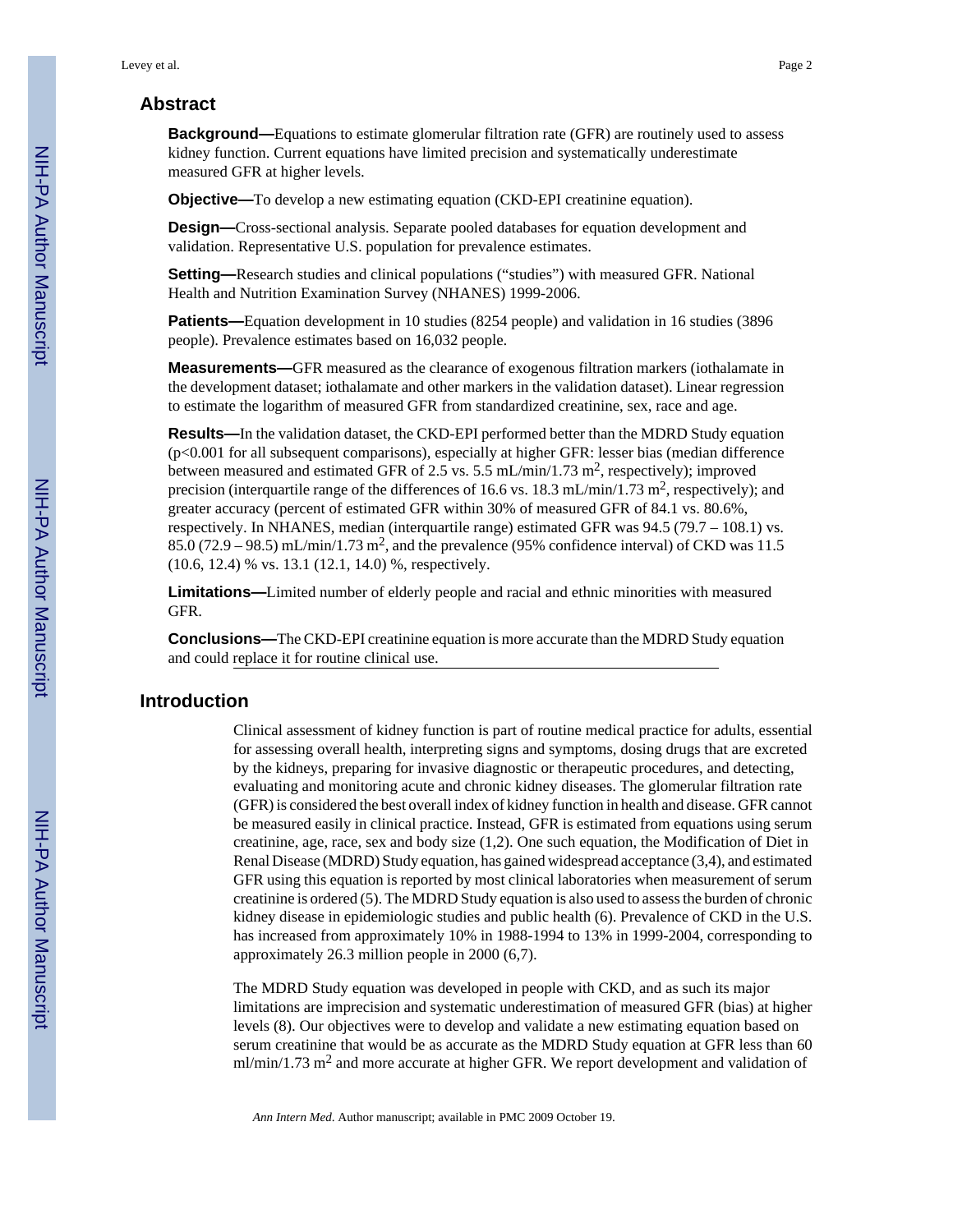## Abstract

**Background—**Equations to estimate glomerular filtration rate (GFR) are routinely used to assess kidney function. Current equations have limited precision and systematically underestimate measured GFR at higher levels.

**Objective—**To develop a new estimating equation (CKD-EPI creatinine equation).

**Design—**Cross-sectional analysis. Separate pooled databases for equation development and validation. Representative U.S. population for prevalence estimates.

**Setting—**Research studies and clinical populations ("studies") with measured GFR. National Health and Nutrition Examination Survey (NHANES) 1999-2006.

**Patients—**Equation development in 10 studies (8254 people) and validation in 16 studies (3896 people). Prevalence estimates based on 16,032 people.

**Measurements—**GFR measured as the clearance of exogenous filtration markers (iothalamate in the development dataset; iothalamate and other markers in the validation dataset). Linear regression to estimate the logarithm of measured GFR from standardized creatinine, sex, race and age.

**Results—**In the validation dataset, the CKD-EPI performed better than the MDRD Study equation ($p<0.001$ for all subsequent comparisons), especially at higher GFR: lesser bias (median difference between measured and estimated GFR of 2.5 vs. 5.5 mL/min/1.73 $m^2$, respectively); improved precision (interquartile range of the differences of 16.6 vs. 18.3 mL/min/1.73 $m^2$, respectively); and greater accuracy (percent of estimated GFR within 30% of measured GFR of 84.1 vs. 80.6%, respectively. In NHANES, median (interquartile range) estimated GFR was 94.5 (79.7 – 108.1) vs. 85.0 (72.9 – 98.5) mL/min/1.73 $m^2$, and the prevalence (95% confidence interval) of CKD was 11.5 (10.6, 12.4) % vs. 13.1 (12.1, 14.0) %, respectively.

**Limitations—**Limited number of elderly people and racial and ethnic minorities with measured GFR.

**Conclusions—**The CKD-EPI creatinine equation is more accurate than the MDRD Study equation and could replace it for routine clinical use.

## Introduction

Clinical assessment of kidney function is part of routine medical practice for adults, essential for assessing overall health, interpreting signs and symptoms, dosing drugs that are excreted by the kidneys, preparing for invasive diagnostic or therapeutic procedures, and detecting, evaluating and monitoring acute and chronic kidney diseases. The glomerular filtration rate (GFR) is considered the best overall index of kidney function in health and disease. GFR cannot be measured easily in clinical practice. Instead, GFR is estimated from equations using serum creatinine, age, race, sex and body size (1,2). One such equation, the Modification of Diet in Renal Disease (MDRD) Study equation, has gained widespread acceptance (3,4), and estimated GFR using this equation is reported by most clinical laboratories when measurement of serum creatinine is ordered (5). The MDRD Study equation is also used to assess the burden of chronic kidney disease in epidemiologic studies and public health (6). Prevalence of CKD in the U.S. has increased from approximately 10% in 1988-1994 to 13% in 1999-2004, corresponding to approximately 26.3 million people in 2000 (6,7).

The MDRD Study equation was developed in people with CKD, and as such its major limitations are imprecision and systematic underestimation of measured GFR (bias) at higher levels (8). Our objectives were to develop and validate a new estimating equation based on serum creatinine that would be as accurate as the MDRD Study equation at GFR less than 60 ml/min/1.73 $m^2$ and more accurate at higher GFR. We report development and validation of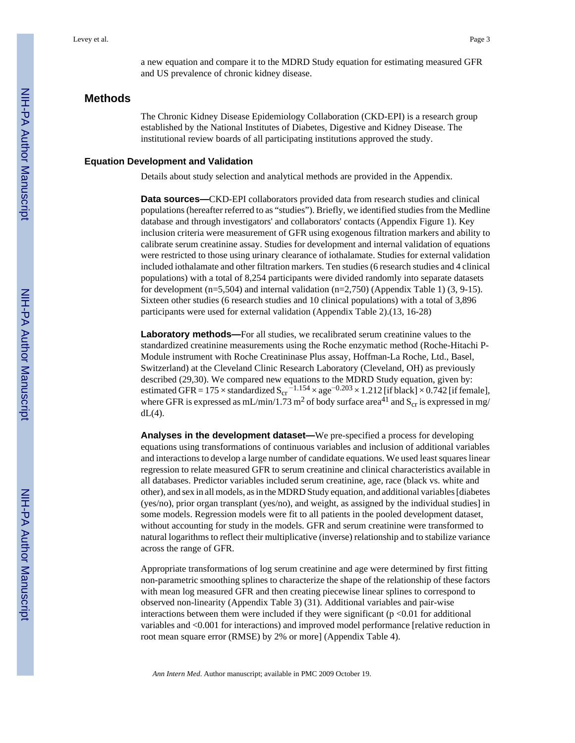a new equation and compare it to the MDRD Study equation for estimating measured GFR and US prevalence of chronic kidney disease.

## Methods

The Chronic Kidney Disease Epidemiology Collaboration (CKD-EPI) is a research group established by the National Institutes of Diabetes, Digestive and Kidney Disease. The institutional review boards of all participating institutions approved the study.

### Equation Development and Validation

Details about study selection and analytical methods are provided in the Appendix.

**Data sources—**CKD-EPI collaborators provided data from research studies and clinical populations (hereafter referred to as "studies"). Briefly, we identified studies from the Medline database and through investigators' and collaborators' contacts (Appendix Figure 1). Key inclusion criteria were measurement of GFR using exogenous filtration markers and ability to calibrate serum creatinine assay. Studies for development and internal validation of equations were restricted to those using urinary clearance of iothalamate. Studies for external validation included iothalamate and other filtration markers. Ten studies (6 research studies and 4 clinical populations) with a total of 8,254 participants were divided randomly into separate datasets for development (n=5,504) and internal validation (n=2,750) (Appendix Table 1) (3, 9-15). Sixteen other studies (6 research studies and 10 clinical populations) with a total of 3,896 participants were used for external validation (Appendix Table 2).(13, 16-28)

**Laboratory methods—**For all studies, we recalibrated serum creatinine values to the standardized creatinine measurements using the Roche enzymatic method (Roche-Hitachi P-Module instrument with Roche Creatininase Plus assay, Hoffman-La Roche, Ltd., Basel, Switzerland) at the Cleveland Clinic Research Laboratory (Cleveland, OH) as previously described (29,30). We compared new equations to the MDRD Study equation, given by: estimated GFR = $175 \times$ standardized $S_{cr}^{-1.154} \times \text{age}^{-0.203} \times 1.212$ [if black] $\times 0.742$ [if female], where GFR is expressed as mL/min/1.73 $m^2$ of body surface area[41] and $S_{cr}$ is expressed in mg/dL(4).

**Analyses in the development dataset—**We pre-specified a process for developing equations using transformations of continuous variables and inclusion of additional variables and interactions to develop a large number of candidate equations. We used least squares linear regression to relate measured GFR to serum creatinine and clinical characteristics available in all databases. Predictor variables included serum creatinine, age, race (black vs. white and other), and sex in all models, as in the MDRD Study equation, and additional variables [diabetes (yes/no), prior organ transplant (yes/no), and weight, as assigned by the individual studies] in some models. Regression models were fit to all patients in the pooled development dataset, without accounting for study in the models. GFR and serum creatinine were transformed to natural logarithms to reflect their multiplicative (inverse) relationship and to stabilize variance across the range of GFR.

Appropriate transformations of log serum creatinine and age were determined by first fitting non-parametric smoothing splines to characterize the shape of the relationship of these factors with mean log measured GFR and then creating piecewise linear splines to correspond to observed non-linearity (Appendix Table 3) (31). Additional variables and pair-wise interactions between them were included if they were significant ($p < 0.01$ for additional variables and $< 0.001$ for interactions) and improved model performance [relative reduction in root mean square error (RMSE) by 2% or more] (Appendix Table 4).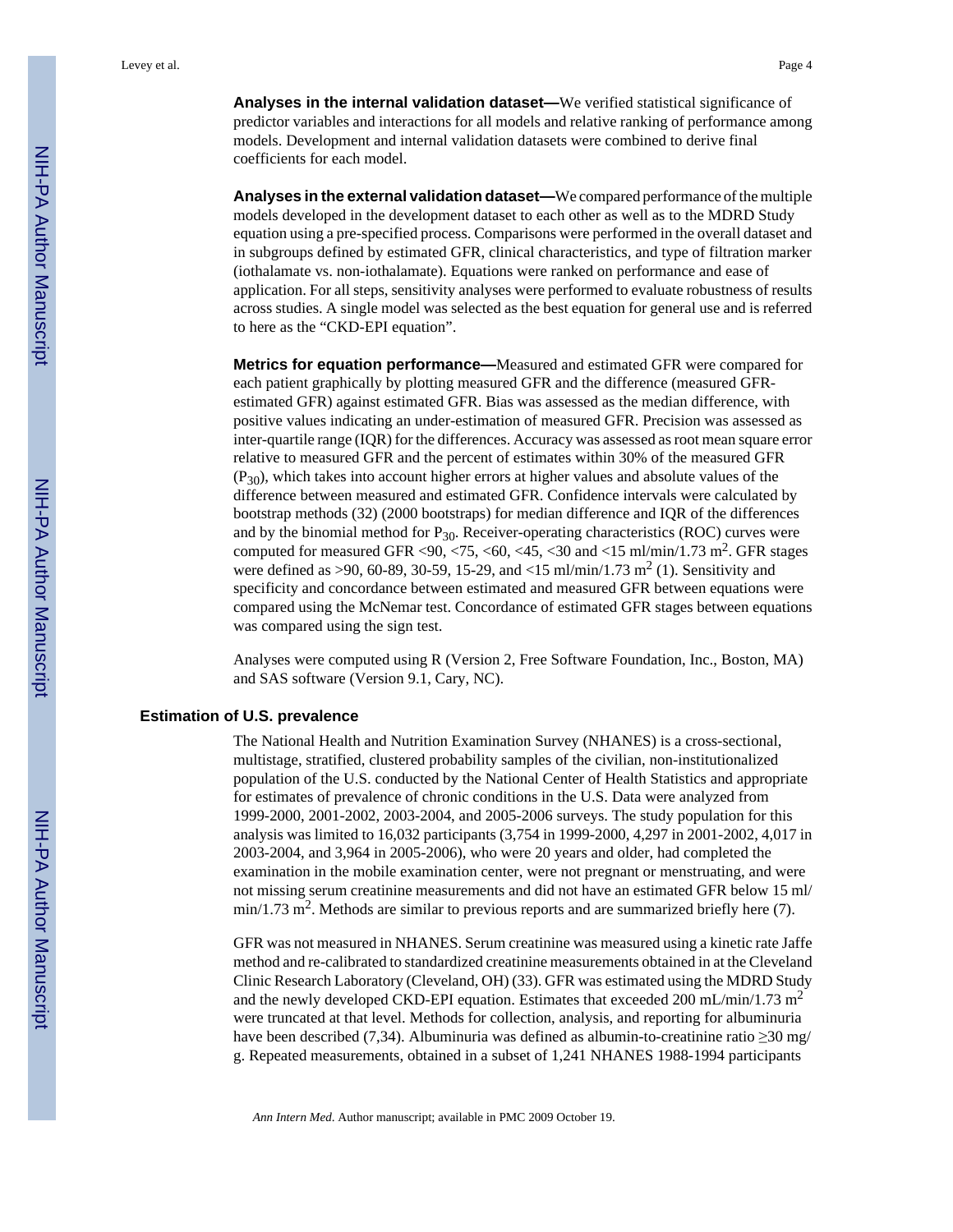**Analyses in the internal validation dataset—**We verified statistical significance of predictor variables and interactions for all models and relative ranking of performance among models. Development and internal validation datasets were combined to derive final coefficients for each model.

**Analyses in the external validation dataset—**We compared performance of the multiple models developed in the development dataset to each other as well as to the MDRD Study equation using a pre-specified process. Comparisons were performed in the overall dataset and in subgroups defined by estimated GFR, clinical characteristics, and type of filtration marker (iothalamate vs. non-iothalamate). Equations were ranked on performance and ease of application. For all steps, sensitivity analyses were performed to evaluate robustness of results across studies. A single model was selected as the best equation for general use and is referred to here as the "CKD-EPI equation".

**Metrics for equation performance—**Measured and estimated GFR were compared for each patient graphically by plotting measured GFR and the difference (measured GFR-estimated GFR) against estimated GFR. Bias was assessed as the median difference, with positive values indicating an under-estimation of measured GFR. Precision was assessed as inter-quartile range (IQR) for the differences. Accuracy was assessed as root mean square error relative to measured GFR and the percent of estimates within 30% of the measured GFR ($P_{30}$), which takes into account higher errors at higher values and absolute values of the difference between measured and estimated GFR. Confidence intervals were calculated by bootstrap methods (32) (2000 bootstraps) for median difference and IQR of the differences and by the binomial method for $P_{30}$. Receiver-operating characteristics (ROC) curves were computed for measured GFR <90, <75, <60, <45, <30 and <15 ml/min/1.73 $m^2$. GFR stages were defined as >90, 60-89, 30-59, 15-29, and <15 ml/min/1.73 $m^2$ (1). Sensitivity and specificity and concordance between estimated and measured GFR between equations were compared using the McNemar test. Concordance of estimated GFR stages between equations was compared using the sign test.

Analyses were computed using R (Version 2, Free Software Foundation, Inc., Boston, MA) and SAS software (Version 9.1, Cary, NC).

### Estimation of U.S. prevalence

The National Health and Nutrition Examination Survey (NHANES) is a cross-sectional, multistage, stratified, clustered probability samples of the civilian, non-institutionalized population of the U.S. conducted by the National Center of Health Statistics and appropriate for estimates of prevalence of chronic conditions in the U.S. Data were analyzed from 1999-2000, 2001-2002, 2003-2004, and 2005-2006 surveys. The study population for this analysis was limited to 16,032 participants (3,754 in 1999-2000, 4,297 in 2001-2002, 4,017 in 2003-2004, and 3,964 in 2005-2006), who were 20 years and older, had completed the examination in the mobile examination center, were not pregnant or menstruating, and were not missing serum creatinine measurements and did not have an estimated GFR below 15 ml/min/1.73 $m^2$. Methods are similar to previous reports and are summarized briefly here (7).

GFR was not measured in NHANES. Serum creatinine was measured using a kinetic rate Jaffe method and re-calibrated to standardized creatinine measurements obtained in at the Cleveland Clinic Research Laboratory (Cleveland, OH) (33). GFR was estimated using the MDRD Study and the newly developed CKD-EPI equation. Estimates that exceeded 200 mL/min/1.73 $m^2$ were truncated at that level. Methods for collection, analysis, and reporting for albuminuria have been described (7,34). Albuminuria was defined as albumin-to-creatinine ratio ≥30 mg/g. Repeated measurements, obtained in a subset of 1,241 NHANES 1988-1994 participants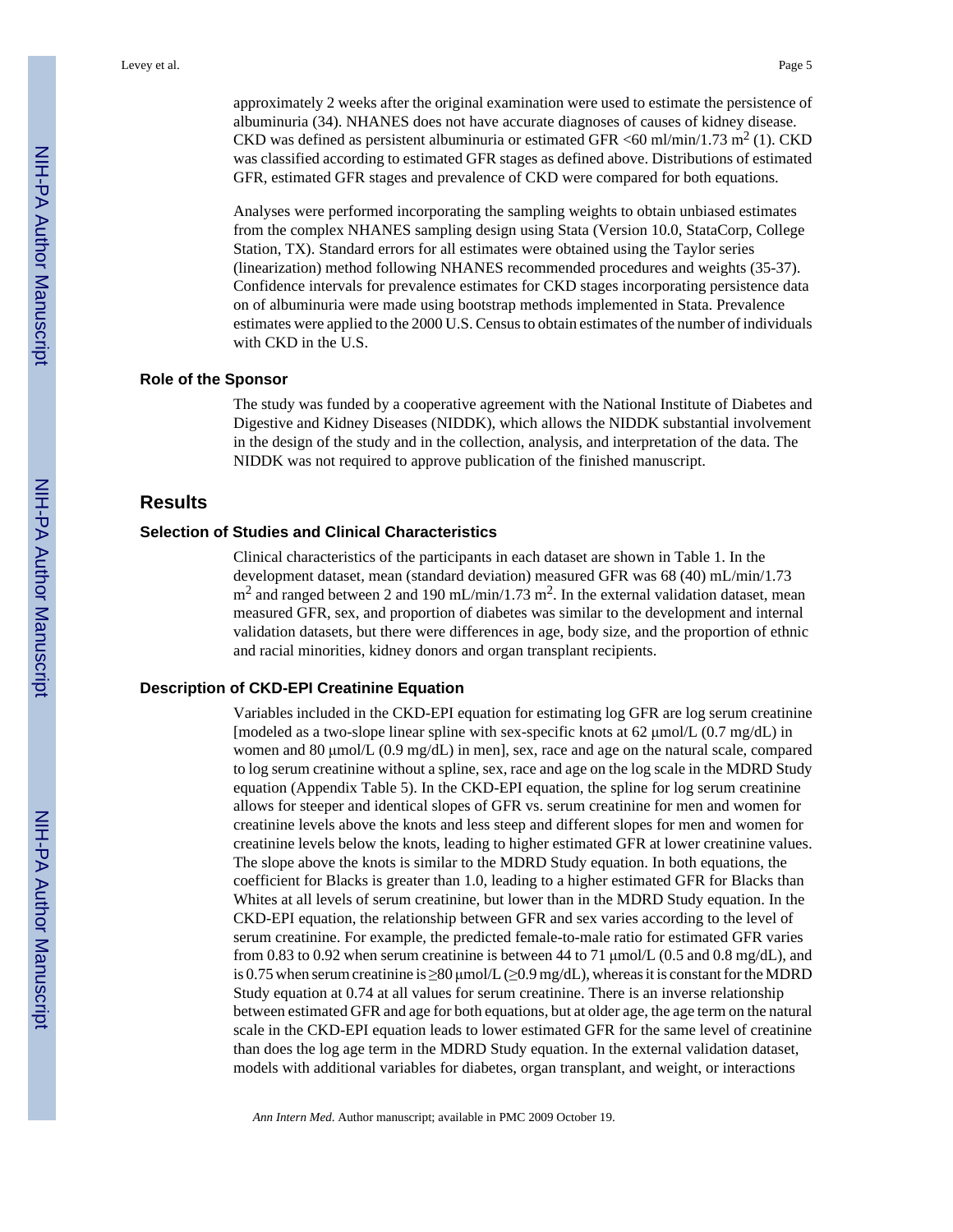approximately 2 weeks after the original examination were used to estimate the persistence of albuminuria (34). NHANES does not have accurate diagnoses of causes of kidney disease. CKD was defined as persistent albuminuria or estimated GFR <60 ml/min/1.73 $m^2$ (1). CKD was classified according to estimated GFR stages as defined above. Distributions of estimated GFR, estimated GFR stages and prevalence of CKD were compared for both equations.

Analyses were performed incorporating the sampling weights to obtain unbiased estimates from the complex NHANES sampling design using Stata (Version 10.0, StataCorp, College Station, TX). Standard errors for all estimates were obtained using the Taylor series (linearization) method following NHANES recommended procedures and weights (35-37). Confidence intervals for prevalence estimates for CKD stages incorporating persistence data on of albuminuria were made using bootstrap methods implemented in Stata. Prevalence estimates were applied to the 2000 U.S. Census to obtain estimates of the number of individuals with CKD in the U.S.

### Role of the Sponsor

The study was funded by a cooperative agreement with the National Institute of Diabetes and Digestive and Kidney Diseases (NIDDK), which allows the NIDDK substantial involvement in the design of the study and in the collection, analysis, and interpretation of the data. The NIDDK was not required to approve publication of the finished manuscript.

## Results

### Selection of Studies and Clinical Characteristics

Clinical characteristics of the participants in each dataset are shown in Table 1. In the development dataset, mean (standard deviation) measured GFR was 68 (40) mL/min/1.73 $m^2$ and ranged between 2 and 190 mL/min/1.73 $m^2$. In the external validation dataset, mean measured GFR, sex, and proportion of diabetes was similar to the development and internal validation datasets, but there were differences in age, body size, and the proportion of ethnic and racial minorities, kidney donors and organ transplant recipients.

### Description of CKD-EPI Creatinine Equation

Variables included in the CKD-EPI equation for estimating log GFR are log serum creatinine [modeled as a two-slope linear spline with sex-specific knots at 62 μmol/L (0.7 mg/dL) in women and 80 μmol/L (0.9 mg/dL) in men], sex, race and age on the natural scale, compared to log serum creatinine without a spline, sex, race and age on the log scale in the MDRD Study equation (Appendix Table 5). In the CKD-EPI equation, the spline for log serum creatinine allows for steeper and identical slopes of GFR vs. serum creatinine for men and women for creatinine levels above the knots and less steep and different slopes for men and women for creatinine levels below the knots, leading to higher estimated GFR at lower creatinine values. The slope above the knots is similar to the MDRD Study equation. In both equations, the coefficient for Blacks is greater than 1.0, leading to a higher estimated GFR for Blacks than Whites at all levels of serum creatinine, but lower than in the MDRD Study equation. In the CKD-EPI equation, the relationship between GFR and sex varies according to the level of serum creatinine. For example, the predicted female-to-male ratio for estimated GFR varies from 0.83 to 0.92 when serum creatinine is between 44 to 71 μmol/L (0.5 and 0.8 mg/dL), and is 0.75 when serum creatinine is ≥80 μmol/L (≥0.9 mg/dL), whereas it is constant for the MDRD Study equation at 0.74 at all values for serum creatinine. There is an inverse relationship between estimated GFR and age for both equations, but at older age, the age term on the natural scale in the CKD-EPI equation leads to lower estimated GFR for the same level of creatinine than does the log age term in the MDRD Study equation. In the external validation dataset, models with additional variables for diabetes, organ transplant, and weight, or interactions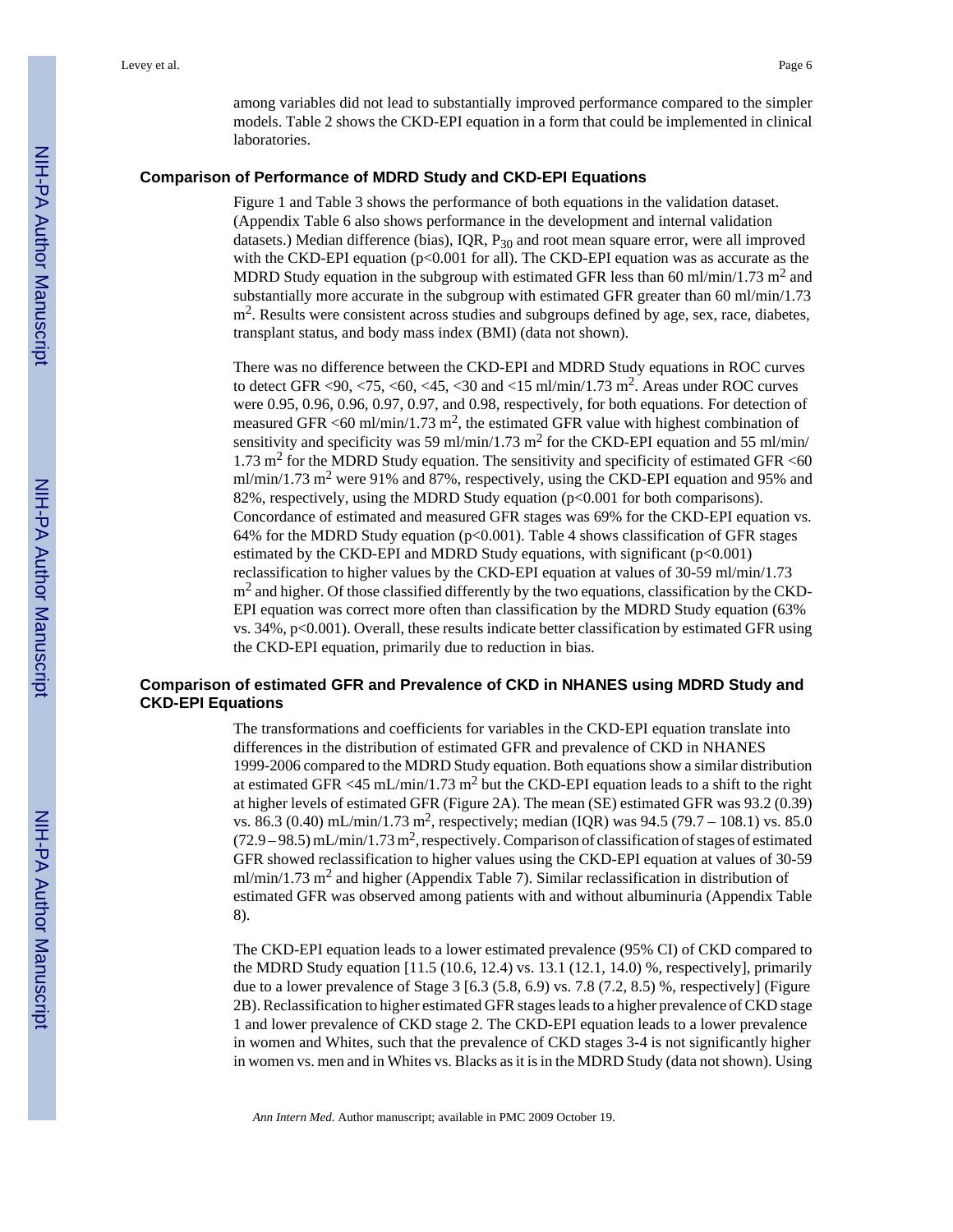among variables did not lead to substantially improved performance compared to the simpler models. Table 2 shows the CKD-EPI equation in a form that could be implemented in clinical laboratories.

### Comparison of Performance of MDRD Study and CKD-EPI Equations

Figure 1 and Table 3 shows the performance of both equations in the validation dataset. (Appendix Table 6 also shows performance in the development and internal validation datasets.) Median difference (bias), IQR, $P_{30}$ and root mean square error, were all improved with the CKD-EPI equation ($p<0.001$ for all). The CKD-EPI equation was as accurate as the MDRD Study equation in the subgroup with estimated GFR less than 60 ml/min/1.73 $m^2$ and substantially more accurate in the subgroup with estimated GFR greater than 60 ml/min/1.73 $m^2$. Results were consistent across studies and subgroups defined by age, sex, race, diabetes, transplant status, and body mass index (BMI) (data not shown).

There was no difference between the CKD-EPI and MDRD Study equations in ROC curves to detect GFR <90, <75, <60, <45, <30 and <15 ml/min/1.73 $m^2$. Areas under ROC curves were 0.95, 0.96, 0.96, 0.97, 0.97, and 0.98, respectively, for both equations. For detection of measured GFR <60 ml/min/1.73 $m^2$, the estimated GFR value with highest combination of sensitivity and specificity was 59 ml/min/1.73 $m^2$ for the CKD-EPI equation and 55 ml/min/1.73 $m^2$ for the MDRD Study equation. The sensitivity and specificity of estimated GFR <60 ml/min/1.73 $m^2$ were 91% and 87%, respectively, using the CKD-EPI equation and 95% and 82%, respectively, using the MDRD Study equation ($p<0.001$ for both comparisons). Concordance of estimated and measured GFR stages was 69% for the CKD-EPI equation vs. 64% for the MDRD Study equation ($p<0.001$). Table 4 shows classification of GFR stages estimated by the CKD-EPI and MDRD Study equations, with significant ($p<0.001$) reclassification to higher values by the CKD-EPI equation at values of 30-59 ml/min/1.73 $m^2$ and higher. Of those classified differently by the two equations, classification by the CKD-EPI equation was correct more often than classification by the MDRD Study equation (63% vs. 34%, $p<0.001$). Overall, these results indicate better classification by estimated GFR using the CKD-EPI equation, primarily due to reduction in bias.

### Comparison of estimated GFR and Prevalence of CKD in NHANES using MDRD Study and CKD-EPI Equations

The transformations and coefficients for variables in the CKD-EPI equation translate into differences in the distribution of estimated GFR and prevalence of CKD in NHANES 1999-2006 compared to the MDRD Study equation. Both equations show a similar distribution at estimated GFR <45 mL/min/1.73 $m^2$ but the CKD-EPI equation leads to a shift to the right at higher levels of estimated GFR (Figure 2A). The mean (SE) estimated GFR was 93.2 (0.39) vs. 86.3 (0.40) mL/min/1.73 $m^2$, respectively; median (IQR) was 94.5 (79.7 – 108.1) vs. 85.0 (72.9 – 98.5) mL/min/1.73 $m^2$, respectively. Comparison of classification of stages of estimated GFR showed reclassification to higher values using the CKD-EPI equation at values of 30-59 ml/min/1.73 $m^2$ and higher (Appendix Table 7). Similar reclassification in distribution of estimated GFR was observed among patients with and without albuminuria (Appendix Table 8).

The CKD-EPI equation leads to a lower estimated prevalence (95% CI) of CKD compared to the MDRD Study equation [11.5 (10.6, 12.4) vs. 13.1 (12.1, 14.0) %, respectively], primarily due to a lower prevalence of Stage 3 [6.3 (5.8, 6.9) vs. 7.8 (7.2, 8.5) %, respectively] (Figure 2B). Reclassification to higher estimated GFR stages leads to a higher prevalence of CKD stage 1 and lower prevalence of CKD stage 2. The CKD-EPI equation leads to a lower prevalence in women and Whites, such that the prevalence of CKD stages 3-4 is not significantly higher in women vs. men and in Whites vs. Blacks as it is in the MDRD Study (data not shown). Using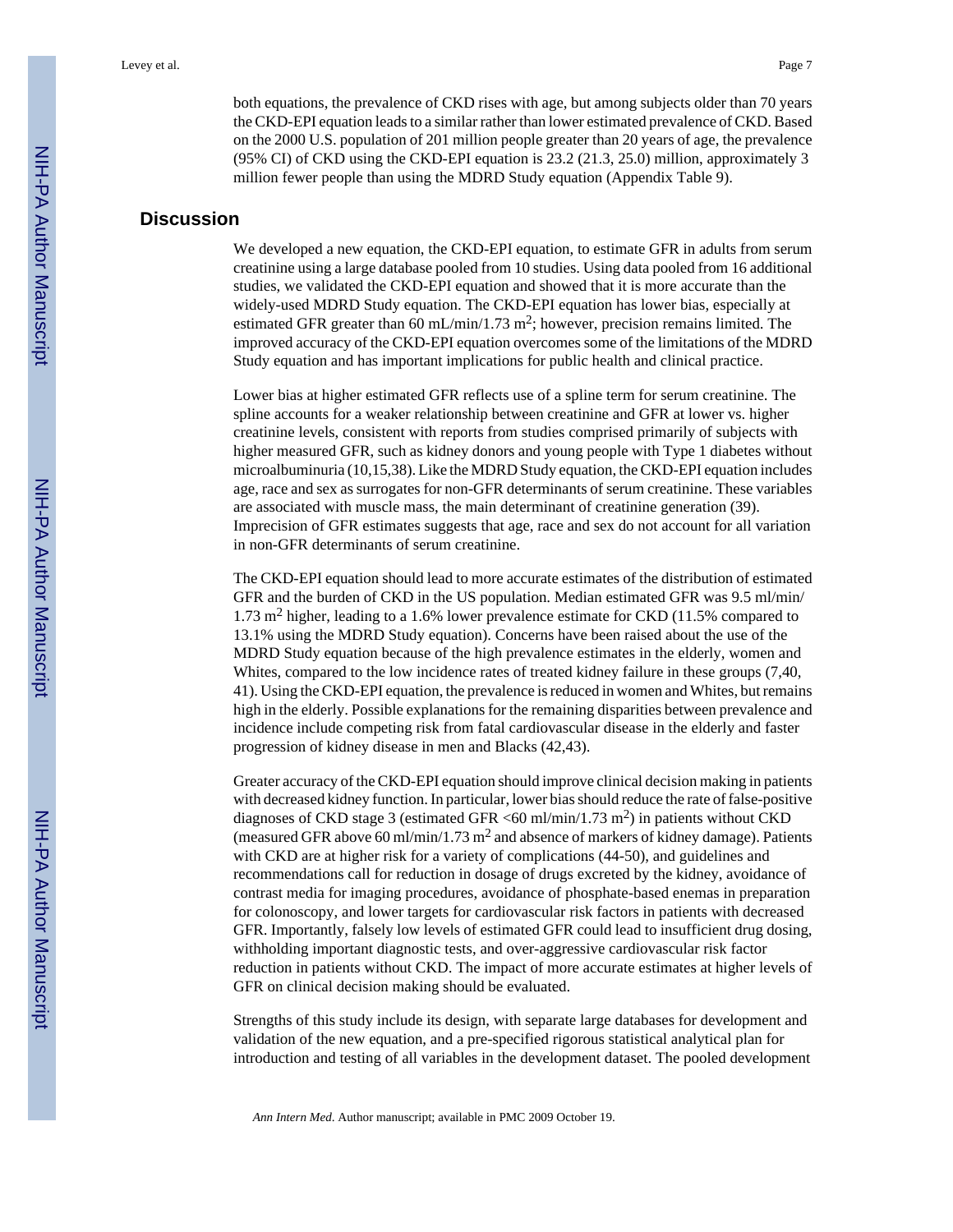both equations, the prevalence of CKD rises with age, but among subjects older than 70 years the CKD-EPI equation leads to a similar rather than lower estimated prevalence of CKD. Based on the 2000 U.S. population of 201 million people greater than 20 years of age, the prevalence (95% CI) of CKD using the CKD-EPI equation is 23.2 (21.3, 25.0) million, approximately 3 million fewer people than using the MDRD Study equation (Appendix Table 9).

## Discussion

We developed a new equation, the CKD-EPI equation, to estimate GFR in adults from serum creatinine using a large database pooled from 10 studies. Using data pooled from 16 additional studies, we validated the CKD-EPI equation and showed that it is more accurate than the widely-used MDRD Study equation. The CKD-EPI equation has lower bias, especially at estimated GFR greater than 60 mL/min/1.73 $m^2$; however, precision remains limited. The improved accuracy of the CKD-EPI equation overcomes some of the limitations of the MDRD Study equation and has important implications for public health and clinical practice.

Lower bias at higher estimated GFR reflects use of a spline term for serum creatinine. The spline accounts for a weaker relationship between creatinine and GFR at lower vs. higher creatinine levels, consistent with reports from studies comprised primarily of subjects with higher measured GFR, such as kidney donors and young people with Type 1 diabetes without microalbuminuria (10,15,38). Like the MDRD Study equation, the CKD-EPI equation includes age, race and sex as surrogates for non-GFR determinants of serum creatinine. These variables are associated with muscle mass, the main determinant of creatinine generation (39). Imprecision of GFR estimates suggests that age, race and sex do not account for all variation in non-GFR determinants of serum creatinine.

The CKD-EPI equation should lead to more accurate estimates of the distribution of estimated GFR and the burden of CKD in the US population. Median estimated GFR was 9.5 ml/min/ 1.73 $m^2$ higher, leading to a 1.6% lower prevalence estimate for CKD (11.5% compared to 13.1% using the MDRD Study equation). Concerns have been raised about the use of the MDRD Study equation because of the high prevalence estimates in the elderly, women and Whites, compared to the low incidence rates of treated kidney failure in these groups (7,40, 41). Using the CKD-EPI equation, the prevalence is reduced in women and Whites, but remains high in the elderly. Possible explanations for the remaining disparities between prevalence and incidence include competing risk from fatal cardiovascular disease in the elderly and faster progression of kidney disease in men and Blacks (42,43).

Greater accuracy of the CKD-EPI equation should improve clinical decision making in patients with decreased kidney function. In particular, lower bias should reduce the rate of false-positive diagnoses of CKD stage 3 (estimated GFR <60 ml/min/1.73 $m^2$) in patients without CKD (measured GFR above 60 ml/min/1.73 $m^2$ and absence of markers of kidney damage). Patients with CKD are at higher risk for a variety of complications (44-50), and guidelines and recommendations call for reduction in dosage of drugs excreted by the kidney, avoidance of contrast media for imaging procedures, avoidance of phosphate-based enemas in preparation for colonoscopy, and lower targets for cardiovascular risk factors in patients with decreased GFR. Importantly, falsely low levels of estimated GFR could lead to insufficient drug dosing, withholding important diagnostic tests, and over-aggressive cardiovascular risk factor reduction in patients without CKD. The impact of more accurate estimates at higher levels of GFR on clinical decision making should be evaluated.

Strengths of this study include its design, with separate large databases for development and validation of the new equation, and a pre-specified rigorous statistical analytical plan for introduction and testing of all variables in the development dataset. The pooled development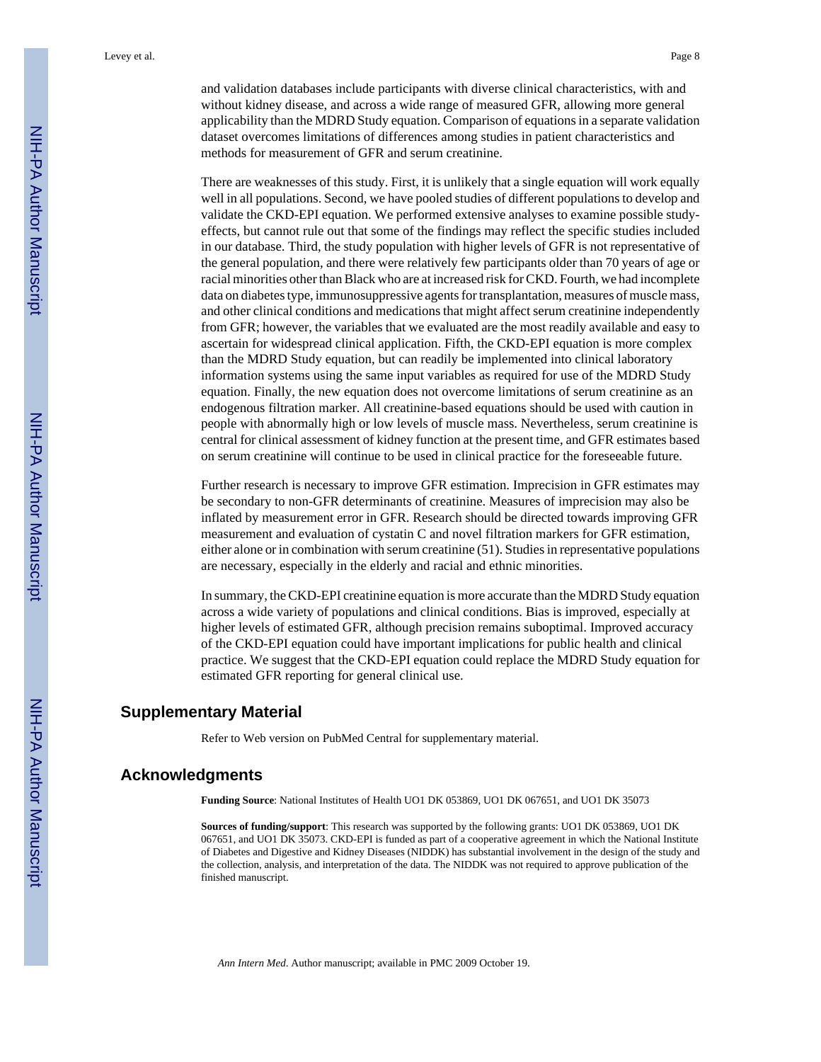and validation databases include participants with diverse clinical characteristics, with and without kidney disease, and across a wide range of measured GFR, allowing more general applicability than the MDRD Study equation. Comparison of equations in a separate validation dataset overcomes limitations of differences among studies in patient characteristics and methods for measurement of GFR and serum creatinine.

There are weaknesses of this study. First, it is unlikely that a single equation will work equally well in all populations. Second, we have pooled studies of different populations to develop and validate the CKD-EPI equation. We performed extensive analyses to examine possible study-effects, but cannot rule out that some of the findings may reflect the specific studies included in our database. Third, the study population with higher levels of GFR is not representative of the general population, and there were relatively few participants older than 70 years of age or racial minorities other than Black who are at increased risk for CKD. Fourth, we had incomplete data on diabetes type, immunosuppressive agents for transplantation, measures of muscle mass, and other clinical conditions and medications that might affect serum creatinine independently from GFR; however, the variables that we evaluated are the most readily available and easy to ascertain for widespread clinical application. Fifth, the CKD-EPI equation is more complex than the MDRD Study equation, but can readily be implemented into clinical laboratory information systems using the same input variables as required for use of the MDRD Study equation. Finally, the new equation does not overcome limitations of serum creatinine as an endogenous filtration marker. All creatinine-based equations should be used with caution in people with abnormally high or low levels of muscle mass. Nevertheless, serum creatinine is central for clinical assessment of kidney function at the present time, and GFR estimates based on serum creatinine will continue to be used in clinical practice for the foreseeable future.

Further research is necessary to improve GFR estimation. Imprecision in GFR estimates may be secondary to non-GFR determinants of creatinine. Measures of imprecision may also be inflated by measurement error in GFR. Research should be directed towards improving GFR measurement and evaluation of cystatin C and novel filtration markers for GFR estimation, either alone or in combination with serum creatinine (51). Studies in representative populations are necessary, especially in the elderly and racial and ethnic minorities.

In summary, the CKD-EPI creatinine equation is more accurate than the MDRD Study equation across a wide variety of populations and clinical conditions. Bias is improved, especially at higher levels of estimated GFR, although precision remains suboptimal. Improved accuracy of the CKD-EPI equation could have important implications for public health and clinical practice. We suggest that the CKD-EPI equation could replace the MDRD Study equation for estimated GFR reporting for general clinical use.

## Supplementary Material

Refer to Web version on PubMed Central for supplementary material.

## Acknowledgments

**Funding Source**: National Institutes of Health UO1 DK 053869, UO1 DK 067651, and UO1 DK 35073

**Sources of funding/support**: This research was supported by the following grants: UO1 DK 053869, UO1 DK 067651, and UO1 DK 35073. CKD-EPI is funded as part of a cooperative agreement in which the National Institute of Diabetes and Digestive and Kidney Diseases (NIDDK) has substantial involvement in the design of the study and the collection, analysis, and interpretation of the data. The NIDDK was not required to approve publication of the finished manuscript.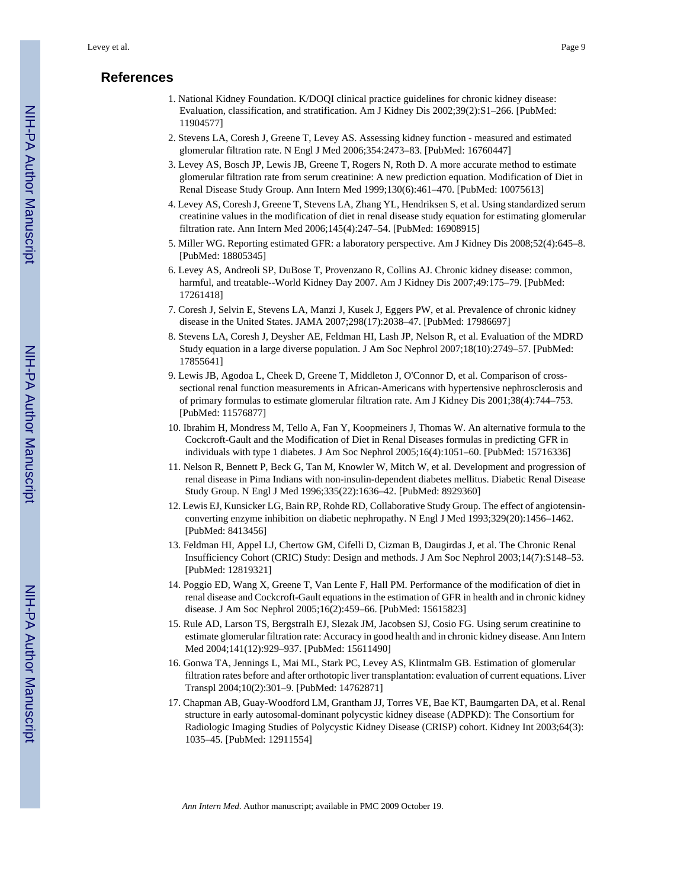## References

1. National Kidney Foundation. K/DOQI clinical practice guidelines for chronic kidney disease: Evaluation, classification, and stratification. Am J Kidney Dis 2002;39(2):S1–266. [PubMed: 11904577]
2. Stevens LA, Coresh J, Greene T, Levey AS. Assessing kidney function - measured and estimated glomerular filtration rate. N Engl J Med 2006;354:2473–83. [PubMed: 16760447]
3. Levey AS, Bosch JP, Lewis JB, Greene T, Rogers N, Roth D. A more accurate method to estimate glomerular filtration rate from serum creatinine: A new prediction equation. Modification of Diet in Renal Disease Study Group. Ann Intern Med 1999;130(6):461–470. [PubMed: 10075613]
4. Levey AS, Coresh J, Greene T, Stevens LA, Zhang YL, Hendriksen S, et al. Using standardized serum creatinine values in the modification of diet in renal disease study equation for estimating glomerular filtration rate. Ann Intern Med 2006;145(4):247–54. [PubMed: 16908915]
5. Miller WG. Reporting estimated GFR: a laboratory perspective. Am J Kidney Dis 2008;52(4):645–8. [PubMed: 18805345]
6. Levey AS, Andreoli SP, DuBose T, Provenzano R, Collins AJ. Chronic kidney disease: common, harmful, and treatable--World Kidney Day 2007. Am J Kidney Dis 2007;49:175–79. [PubMed: 17261418]
7. Coresh J, Selvin E, Stevens LA, Manzi J, Kusek J, Eggers PW, et al. Prevalence of chronic kidney disease in the United States. JAMA 2007;298(17):2038–47. [PubMed: 17986697]
8. Stevens LA, Coresh J, Deysher AE, Feldman HI, Lash JP, Nelson R, et al. Evaluation of the MDRD Study equation in a large diverse population. J Am Soc Nephrol 2007;18(10):2749–57. [PubMed: 17855641]
9. Lewis JB, Agodoa L, Cheek D, Greene T, Middleton J, O'Connor D, et al. Comparison of cross-sectional renal function measurements in African-Americans with hypertensive nephrosclerosis and of primary formulas to estimate glomerular filtration rate. Am J Kidney Dis 2001;38(4):744–753. [PubMed: 11576877]
10. Ibrahim H, Mondress M, Tello A, Fan Y, Koopmeiners J, Thomas W. An alternative formula to the Cockcroft-Gault and the Modification of Diet in Renal Diseases formulas in predicting GFR in individuals with type 1 diabetes. J Am Soc Nephrol 2005;16(4):1051–60. [PubMed: 15716336]
11. Nelson R, Bennett P, Beck G, Tan M, Knowler W, Mitch W, et al. Development and progression of renal disease in Pima Indians with non-insulin-dependent diabetes mellitus. Diabetic Renal Disease Study Group. N Engl J Med 1996;335(22):1636–42. [PubMed: 8929360]
12. Lewis EJ, Kunsicker LG, Bain RP, Rohde RD, Collaborative Study Group. The effect of angiotensin-converting enzyme inhibition on diabetic nephropathy. N Engl J Med 1993;329(20):1456–1462. [PubMed: 8413456]
13. Feldman HI, Appel LJ, Chertow GM, Cifelli D, Cizman B, Daugirdas J, et al. The Chronic Renal Insufficiency Cohort (CRIC) Study: Design and methods. J Am Soc Nephrol 2003;14(7):S148–53. [PubMed: 12819321]
14. Poggio ED, Wang X, Greene T, Van Lente F, Hall PM. Performance of the modification of diet in renal disease and Cockcroft-Gault equations in the estimation of GFR in health and in chronic kidney disease. J Am Soc Nephrol 2005;16(2):459–66. [PubMed: 15615823]
15. Rule AD, Larson TS, Bergstralh EJ, Slezak JM, Jacobsen SJ, Cosio FG. Using serum creatinine to estimate glomerular filtration rate: Accuracy in good health and in chronic kidney disease. Ann Intern Med 2004;141(12):929–937. [PubMed: 15611490]
16. Gonwa TA, Jennings L, Mai ML, Stark PC, Levey AS, Klintmalm GB. Estimation of glomerular filtration rates before and after orthotopic liver transplantation: evaluation of current equations. Liver Transpl 2004;10(2):301–9. [PubMed: 14762871]
17. Chapman AB, Guay-Woodford LM, Grantham JJ, Torres VE, Bae KT, Baumgarten DA, et al. Renal structure in early autosomal-dominant polycystic kidney disease (ADPKD): The Consortium for Radiologic Imaging Studies of Polycystic Kidney Disease (CRISP) cohort. Kidney Int 2003;64(3): 1035–45. [PubMed: 12911554]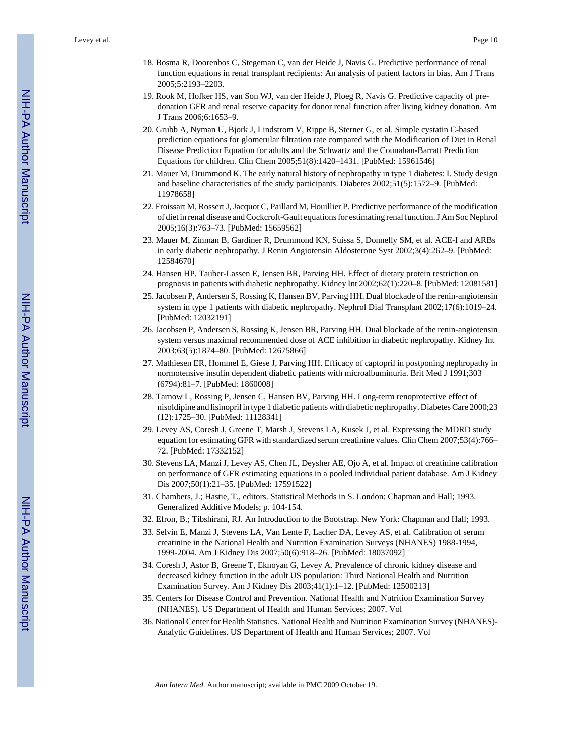18. Bosma R, Doorenbos C, Stegeman C, van der Heide J, Navis G. Predictive performance of renal function equations in renal transplant recipients: An analysis of patient factors in bias. Am J Trans 2005;5:2193–2203.
19. Rook M, Hofker HS, van Son WJ, van der Heide J, Ploeg R, Navis G. Predictive capacity of pre-donation GFR and renal reserve capacity for donor renal function after living kidney donation. Am J Trans 2006;6:1653–9.
20. Grubb A, Nyman U, Bjork J, Lindstrom V, Rippe B, Sterner G, et al. Simple cystatin C-based prediction equations for glomerular filtration rate compared with the Modification of Diet in Renal Disease Prediction Equation for adults and the Schwartz and the Counahan-Barratt Prediction Equations for children. Clin Chem 2005;51(8):1420–1431. [PubMed: 15961546]
21. Mauer M, Drummond K. The early natural history of nephropathy in type 1 diabetes: I. Study design and baseline characteristics of the study participants. Diabetes 2002;51(5):1572–9. [PubMed: 11978658]
22. Froissart M, Rossert J, Jacquot C, Paillard M, Houillier P. Predictive performance of the modification of diet in renal disease and Cockcroft-Gault equations for estimating renal function. J Am Soc Nephrol 2005;16(3):763–73. [PubMed: 15659562]
23. Mauer M, Zinman B, Gardiner R, Drummond KN, Suissa S, Donnelly SM, et al. ACE-I and ARBs in early diabetic nephropathy. J Renin Angiotensin Aldosterone Syst 2002;3(4):262–9. [PubMed: 12584670]
24. Hansen HP, Tauber-Lassen E, Jensen BR, Parving HH. Effect of dietary protein restriction on prognosis in patients with diabetic nephropathy. Kidney Int 2002;62(1):220–8. [PubMed: 12081581]
25. Jacobsen P, Andersen S, Rossing K, Hansen BV, Parving HH. Dual blockade of the renin-angiotensin system in type 1 patients with diabetic nephropathy. Nephrol Dial Transplant 2002;17(6):1019–24. [PubMed: 12032191]
26. Jacobsen P, Andersen S, Rossing K, Jensen BR, Parving HH. Dual blockade of the renin-angiotensin system versus maximal recommended dose of ACE inhibition in diabetic nephropathy. Kidney Int 2003;63(5):1874–80. [PubMed: 12675866]
27. Mathiesen ER, Hommel E, Giese J, Parving HH. Efficacy of captopril in postponing nephropathy in normotensive insulin dependent diabetic patients with microalbuminuria. Brit Med J 1991;303 (6794):81–7. [PubMed: 1860008]
28. Tarnow L, Rossing P, Jensen C, Hansen BV, Parving HH. Long-term renoprotective effect of nisoldipine and lisinopril in type 1 diabetic patients with diabetic nephropathy. Diabetes Care 2000;23 (12):1725–30. [PubMed: 11128341]
29. Levey AS, Coresh J, Greene T, Marsh J, Stevens LA, Kusek J, et al. Expressing the MDRD study equation for estimating GFR with standardized serum creatinine values. Clin Chem 2007;53(4):766–72. [PubMed: 17332152]
30. Stevens LA, Manzi J, Levey AS, Chen JL, Deysher AE, Ojo A, et al. Impact of creatinine calibration on performance of GFR estimating equations in a pooled individual patient database. Am J Kidney Dis 2007;50(1):21–35. [PubMed: 17591522]
31. Chambers, J.; Hastie, T., editors. Statistical Methods in S. London: Chapman and Hall; 1993. Generalized Additive Models; p. 104-154.
32. Efron, B.; Tibshirani, RJ. An Introduction to the Bootstrap. New York: Chapman and Hall; 1993.
33. Selvin E, Manzi J, Stevens LA, Van Lente F, Lacher DA, Levey AS, et al. Calibration of serum creatinine in the National Health and Nutrition Examination Surveys (NHANES) 1988-1994, 1999-2004. Am J Kidney Dis 2007;50(6):918–26. [PubMed: 18037092]
34. Coresh J, Astor B, Greene T, Eknoyan G, Levey A. Prevalence of chronic kidney disease and decreased kidney function in the adult US population: Third National Health and Nutrition Examination Survey. Am J Kidney Dis 2003;41(1):1–12. [PubMed: 12500213]
35. Centers for Disease Control and Prevention. National Health and Nutrition Examination Survey (NHANES). US Department of Health and Human Services; 2007. Vol
36. National Center for Health Statistics. National Health and Nutrition Examination Survey (NHANES)-Analytic Guidelines. US Department of Health and Human Services; 2007. Vol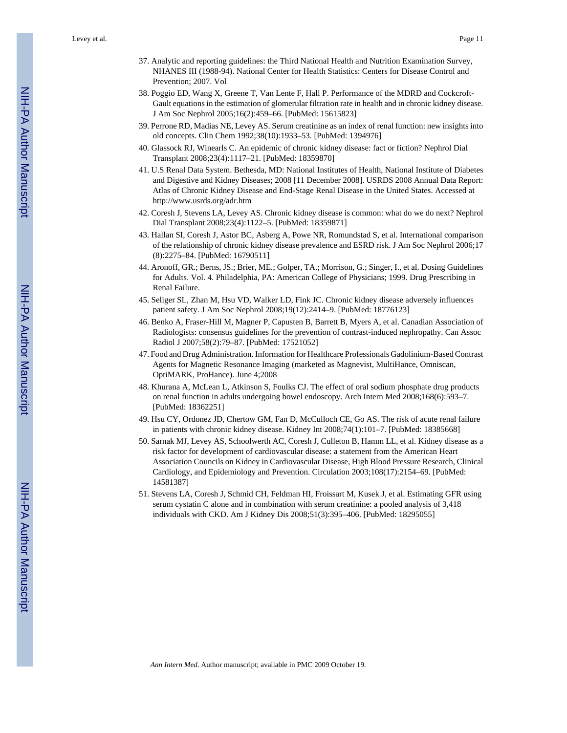37. Analytic and reporting guidelines: the Third National Health and Nutrition Examination Survey, NHANES III (1988-94). National Center for Health Statistics: Centers for Disease Control and Prevention; 2007. Vol
38. Poggio ED, Wang X, Greene T, Van Lente F, Hall P. Performance of the MDRD and Cockcroft-Gault equations in the estimation of glomerular filtration rate in health and in chronic kidney disease. J Am Soc Nephrol 2005;16(2):459–66. [PubMed: 15615823]
39. Perrone RD, Madias NE, Levey AS. Serum creatinine as an index of renal function: new insights into old concepts. Clin Chem 1992;38(10):1933–53. [PubMed: 1394976]
40. Glassock RJ, Winearls C. An epidemic of chronic kidney disease: fact or fiction? Nephrol Dial Transplant 2008;23(4):1117–21. [PubMed: 18359870]
41. U.S Renal Data System. Bethesda, MD: National Institutes of Health, National Institute of Diabetes and Digestive and Kidney Diseases; 2008 [11 December 2008]. USRDS 2008 Annual Data Report: Atlas of Chronic Kidney Disease and End-Stage Renal Disease in the United States. Accessed at http://www.usrds.org/adr.htm
42. Coresh J, Stevens LA, Levey AS. Chronic kidney disease is common: what do we do next? Nephrol Dial Transplant 2008;23(4):1122–5. [PubMed: 18359871]
43. Hallan SI, Coresh J, Astor BC, Asberg A, Powe NR, Romundstad S, et al. International comparison of the relationship of chronic kidney disease prevalence and ESRD risk. J Am Soc Nephrol 2006;17 (8):2275–84. [PubMed: 16790511]
44. Aronoff, GR.; Berns, JS.; Brier, ME.; Golper, TA.; Morrison, G.; Singer, I., et al. Dosing Guidelines for Adults. Vol. 4. Philadelphia, PA: American College of Physicians; 1999. Drug Prescribing in Renal Failure.
45. Seliger SL, Zhan M, Hsu VD, Walker LD, Fink JC. Chronic kidney disease adversely influences patient safety. J Am Soc Nephrol 2008;19(12):2414–9. [PubMed: 18776123]
46. Benko A, Fraser-Hill M, Magner P, Capusten B, Barrett B, Myers A, et al. Canadian Association of Radiologists: consensus guidelines for the prevention of contrast-induced nephropathy. Can Assoc Radiol J 2007;58(2):79–87. [PubMed: 17521052]
47. Food and Drug Administration. Information for Healthcare Professionals Gadolinium-Based Contrast Agents for Magnetic Resonance Imaging (marketed as Magnevist, MultiHance, Omniscan, OptiMARK, ProHance). June 4;2008
48. Khurana A, McLean L, Atkinson S, Foulks CJ. The effect of oral sodium phosphate drug products on renal function in adults undergoing bowel endoscopy. Arch Intern Med 2008;168(6):593–7. [PubMed: 18362251]
49. Hsu CY, Ordonez JD, Chertow GM, Fan D, McCulloch CE, Go AS. The risk of acute renal failure in patients with chronic kidney disease. Kidney Int 2008;74(1):101–7. [PubMed: 18385668]
50. Sarnak MJ, Levey AS, Schoolwerth AC, Coresh J, Culleton B, Hamm LL, et al. Kidney disease as a risk factor for development of cardiovascular disease: a statement from the American Heart Association Councils on Kidney in Cardiovascular Disease, High Blood Pressure Research, Clinical Cardiology, and Epidemiology and Prevention. Circulation 2003;108(17):2154–69. [PubMed: 14581387]
51. Stevens LA, Coresh J, Schmid CH, Feldman HI, Froissart M, Kusek J, et al. Estimating GFR using serum cystatin C alone and in combination with serum creatinine: a pooled analysis of 3,418 individuals with CKD. Am J Kidney Dis 2008;51(3):395–406. [PubMed: 18295055]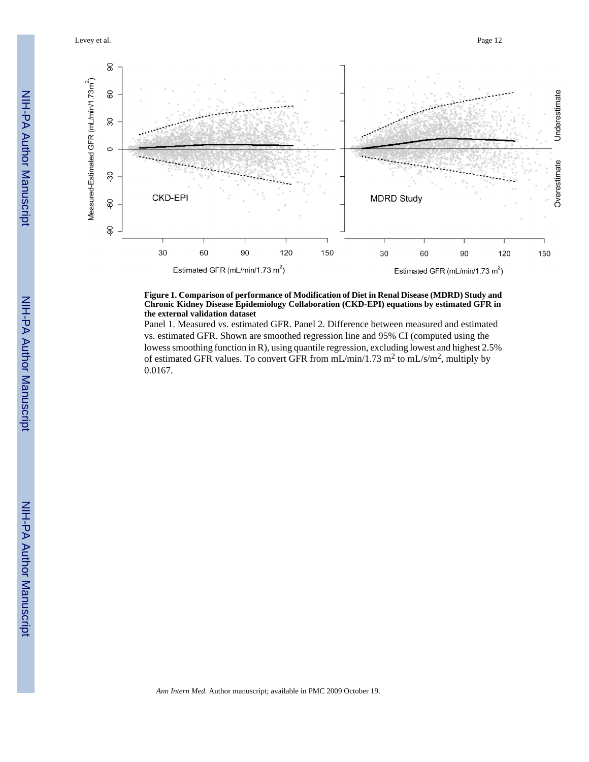**Figure 1. Comparison of performance of Modification of Diet in Renal Disease (MDRD) Study and Chronic Kidney Disease Epidemiology Collaboration (CKD-EPI) equations by estimated GFR in the external validation dataset**

Panel 1. Measured vs. estimated GFR. Panel 2. Difference between measured and estimated vs. estimated GFR. Shown are smoothed regression line and 95% CI (computed using the lowess smoothing function in R), using quantile regression, excluding lowest and highest 2.5% of estimated GFR values. To convert GFR from mL/min/1.73 $m^2$ to mL/s/$m^2$, multiply by 0.0167.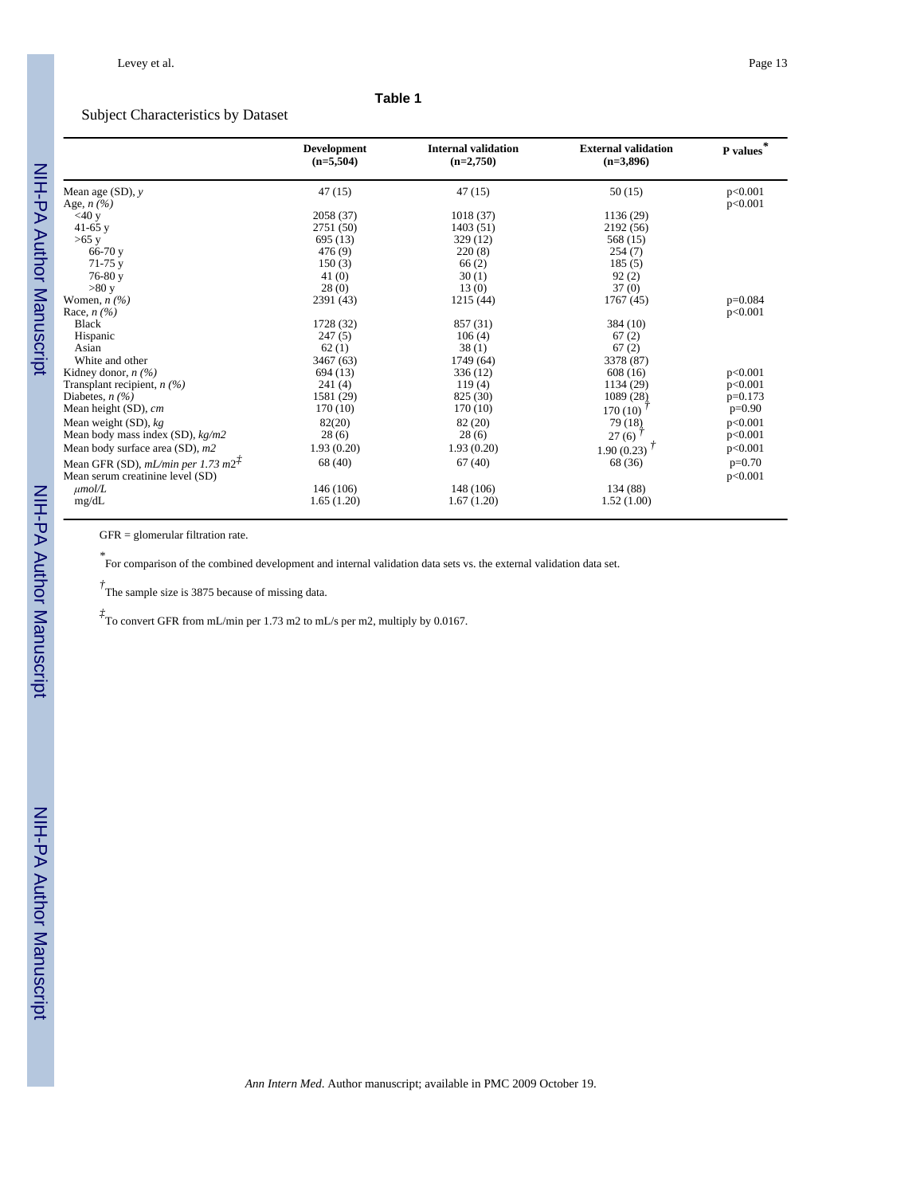**Table 1**

Subject Characteristics by Dataset

| | Development (n=5,504) | Internal validation (n=2,750) | External validation (n=3,896) | P values* |
|---|---|---|---|---|
| Mean age (SD), *y* | 47 (15) | 47 (15) | 50 (15) | p<0.001 |
| Age, *n (%)* | | | | p<0.001 |
| <40 y | 2058 (37) | 1018 (37) | 1136 (29) | |
| 41-65 y | 2751 (50) | 1403 (51) | 2192 (56) | |
| >65 y | 695 (13) | 329 (12) | 568 (15) | |
| 66-70 y | 476 (9) | 220 (8) | 254 (7) | |
| 71-75 y | 150 (3) | 66 (2) | 185 (5) | |
| 76-80 y | 41 (0) | 30 (1) | 92 (2) | |
| >80 y | 28 (0) | 13 (0) | 37 (0) | |
| Women, *n (%)* | 2391 (43) | 1215 (44) | 1767 (45) | p=0.084 |
| Race, *n (%)* | | | | p<0.001 |
| Black | 1728 (32) | 857 (31) | 384 (10) | |
| Hispanic | 247 (5) | 106 (4) | 67 (2) | |
| Asian | 62 (1) | 38 (1) | 67 (2) | |
| White and other | 3467 (63) | 1749 (64) | 3378 (87) | |
| Kidney donor, *n (%)* | 694 (13) | 336 (12) | 608 (16) | p<0.001 |
| Transplant recipient, *n (%)* | 241 (4) | 119 (4) | 1134 (29) | p<0.001 |
| Diabetes, *n (%)* | 1581 (29) | 825 (30) | 1089 (28) | p=0.173 |
| Mean height (SD), *cm* | 170 (10) | 170 (10) | 170 (10) † | p=0.90 |
| Mean weight (SD), *kg* | 82(20) | 82 (20) | 79 (18) | p<0.001 |
| Mean body mass index (SD), *kg/m2* | 28 (6) | 28 (6) | 27 (6) † | p<0.001 |
| Mean body surface area (SD), *m2* | 1.93 (0.20) | 1.93 (0.20) | 1.90 (0.23) † | p<0.001 |
| Mean GFR (SD), *mL/min per 1.73 m2*‡ | 68 (40) | 67 (40) | 68 (36) | p=0.70 |
| Mean serum creatinine level (SD) | | | | p<0.001 |
| *μmol/L* | 146 (106) | 148 (106) | 134 (88) | |
| mg/dL | 1.65 (1.20) | 1.67 (1.20) | 1.52 (1.00) | |

GFR = glomerular filtration rate.

*For comparison of the combined development and internal validation data sets vs. the external validation data set.

†The sample size is 3875 because of missing data.

‡To convert GFR from mL/min per 1.73 m2 to mL/s per m2, multiply by 0.0167.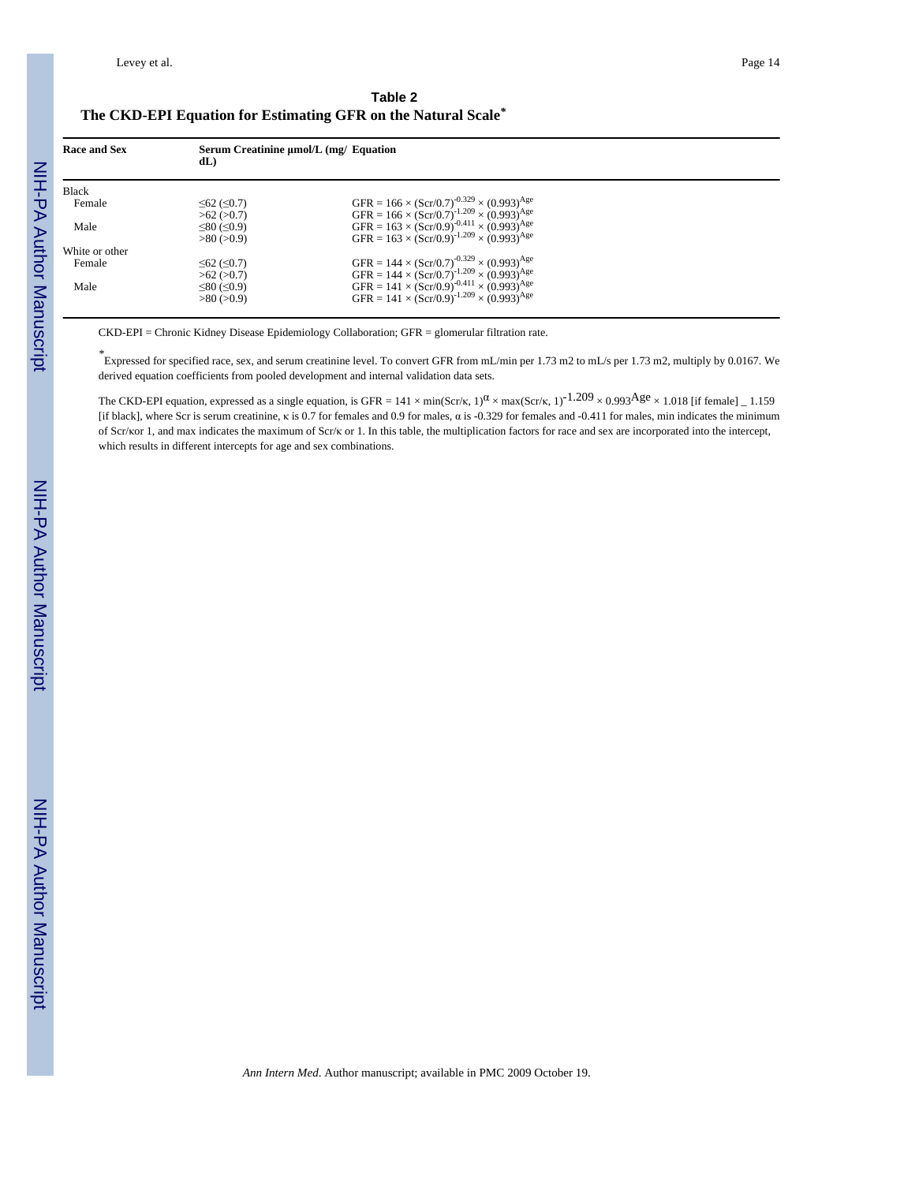**Table 2**

**The CKD-EPI Equation for Estimating GFR on the Natural Scale***

| Race and Sex | Serum Creatinine μmol/L (mg/dL) | Equation |
|---|---|---|
| Black | | |
| Female | ≤62 (≤0.7) | $GFR = 166 \times (Scr/0.7)^{-0.329} \times (0.993)^{Age}$ |
| | >62 (>0.7) | $GFR = 166 \times (Scr/0.7)^{-1.209} \times (0.993)^{Age}$ |
| Male | ≤80 (≤0.9) | $GFR = 163 \times (Scr/0.9)^{-0.411} \times (0.993)^{Age}$ |
| | >80 (>0.9) | $GFR = 163 \times (Scr/0.9)^{-1.209} \times (0.993)^{Age}$ |
| White or other | | |
| Female | ≤62 (≤0.7) | $GFR = 144 \times (Scr/0.7)^{-0.329} \times (0.993)^{Age}$ |
| | >62 (>0.7) | $GFR = 144 \times (Scr/0.7)^{-1.209} \times (0.993)^{Age}$ |
| Male | ≤80 (≤0.9) | $GFR = 141 \times (Scr/0.9)^{-0.411} \times (0.993)^{Age}$ |
| | >80 (>0.9) | $GFR = 141 \times (Scr/0.9)^{-1.209} \times (0.993)^{Age}$ |

CKD-EPI = Chronic Kidney Disease Epidemiology Collaboration; GFR = glomerular filtration rate.

*Expressed for specified race, sex, and serum creatinine level. To convert GFR from mL/min per 1.73 m2 to mL/s per 1.73 m2, multiply by 0.0167. We derived equation coefficients from pooled development and internal validation data sets.

The CKD-EPI equation, expressed as a single equation, is $GFR = 141 \times \min(Scr/\kappa, 1)^{\alpha} \times \max(Scr/\kappa, 1)^{-1.209} \times 0.993^{Age} \times 1.018$ [if female] _ 1.159 [if black], where Scr is serum creatinine, κ is 0.7 for females and 0.9 for males, α is -0.329 for females and -0.411 for males, min indicates the minimum of Scr/κor 1, and max indicates the maximum of Scr/κ or 1. In this table, the multiplication factors for race and sex are incorporated into the intercept, which results in different intercepts for age and sex combinations.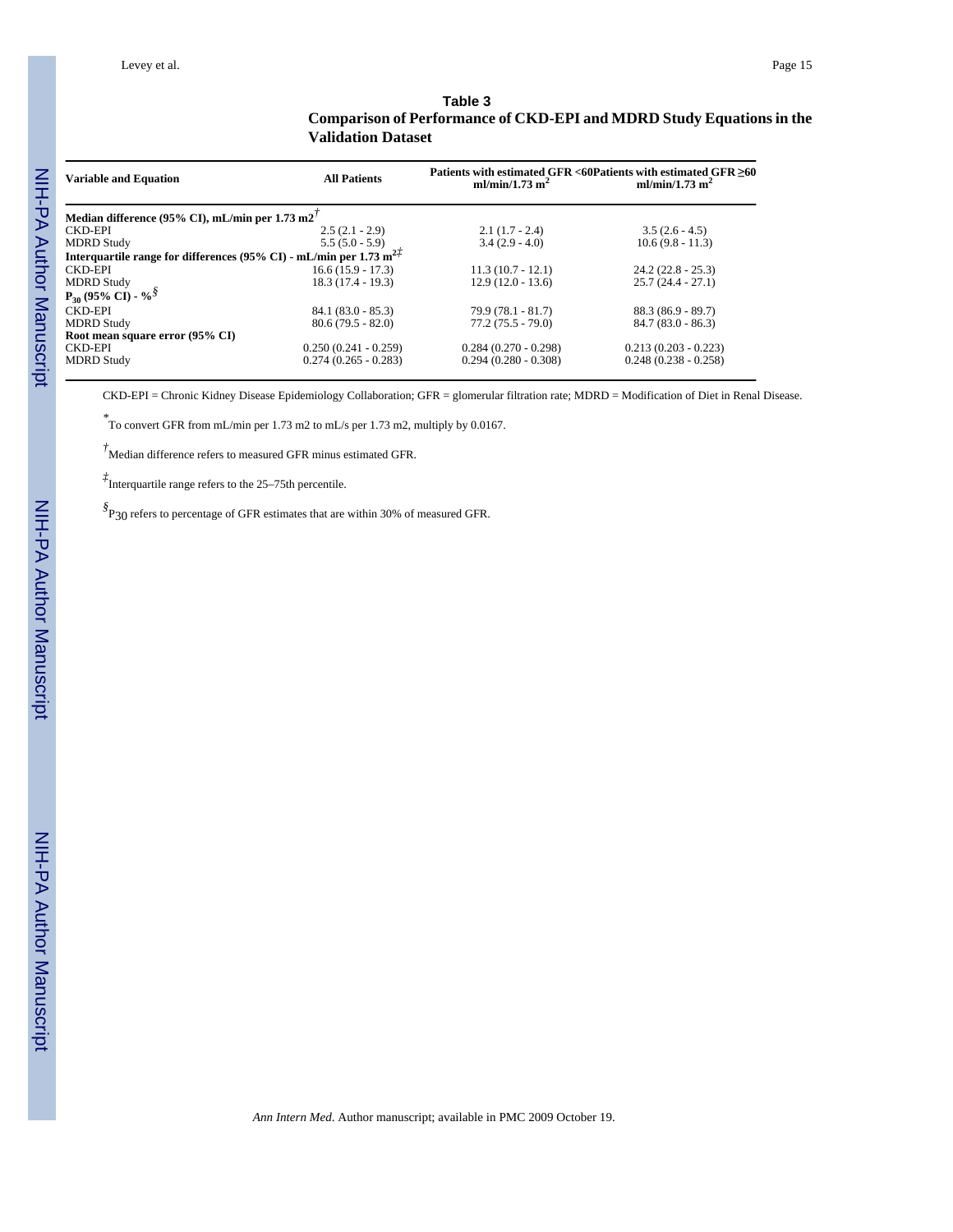**Table 3**

**Comparison of Performance of CKD-EPI and MDRD Study Equations in the Validation Dataset**

| Variable and Equation | All Patients | Patients with estimated GFR <60 ml/min/1.73 m$^2$ | Patients with estimated GFR ≥60 ml/min/1.73 m$^2$ |
|---|---|---|---|
| **Median difference (95% CI), mL/min per 1.73 m2**[†] | | | |
| CKD-EPI | 2.5 (2.1 - 2.9) | 2.1 (1.7 - 2.4) | 3.5 (2.6 - 4.5) |
| MDRD Study | 5.5 (5.0 - 5.9) | 3.4 (2.9 - 4.0) | 10.6 (9.8 - 11.3) |
| **Interquartile range for differences (95% CI) - mL/min per 1.73 m$^2$**[‡] | | | |
| CKD-EPI | 16.6 (15.9 - 17.3) | 11.3 (10.7 - 12.1) | 24.2 (22.8 - 25.3) |
| MDRD Study | 18.3 (17.4 - 19.3) | 12.9 (12.0 - 13.6) | 25.7 (24.4 - 27.1) |
| **$P_{30}$ (95% CI) - %**[§] | | | |
| CKD-EPI | 84.1 (83.0 - 85.3) | 79.9 (78.1 - 81.7) | 88.3 (86.9 - 89.7) |
| MDRD Study | 80.6 (79.5 - 82.0) | 77.2 (75.5 - 79.0) | 84.7 (83.0 - 86.3) |
| **Root mean square error (95% CI)** | | | |
| CKD-EPI | 0.250 (0.241 - 0.259) | 0.284 (0.270 - 0.298) | 0.213 (0.203 - 0.223) |
| MDRD Study | 0.274 (0.265 - 0.283) | 0.294 (0.280 - 0.308) | 0.248 (0.238 - 0.258) |

CKD-EPI = Chronic Kidney Disease Epidemiology Collaboration; GFR = glomerular filtration rate; MDRD = Modification of Diet in Renal Disease.

[*] To convert GFR from mL/min per 1.73 m2 to mL/s per 1.73 m2, multiply by 0.0167.

[†] Median difference refers to measured GFR minus estimated GFR.

[‡] Interquartile range refers to the 25–75th percentile.

[§] $P_{30}$ refers to percentage of GFR estimates that are within 30% of measured GFR.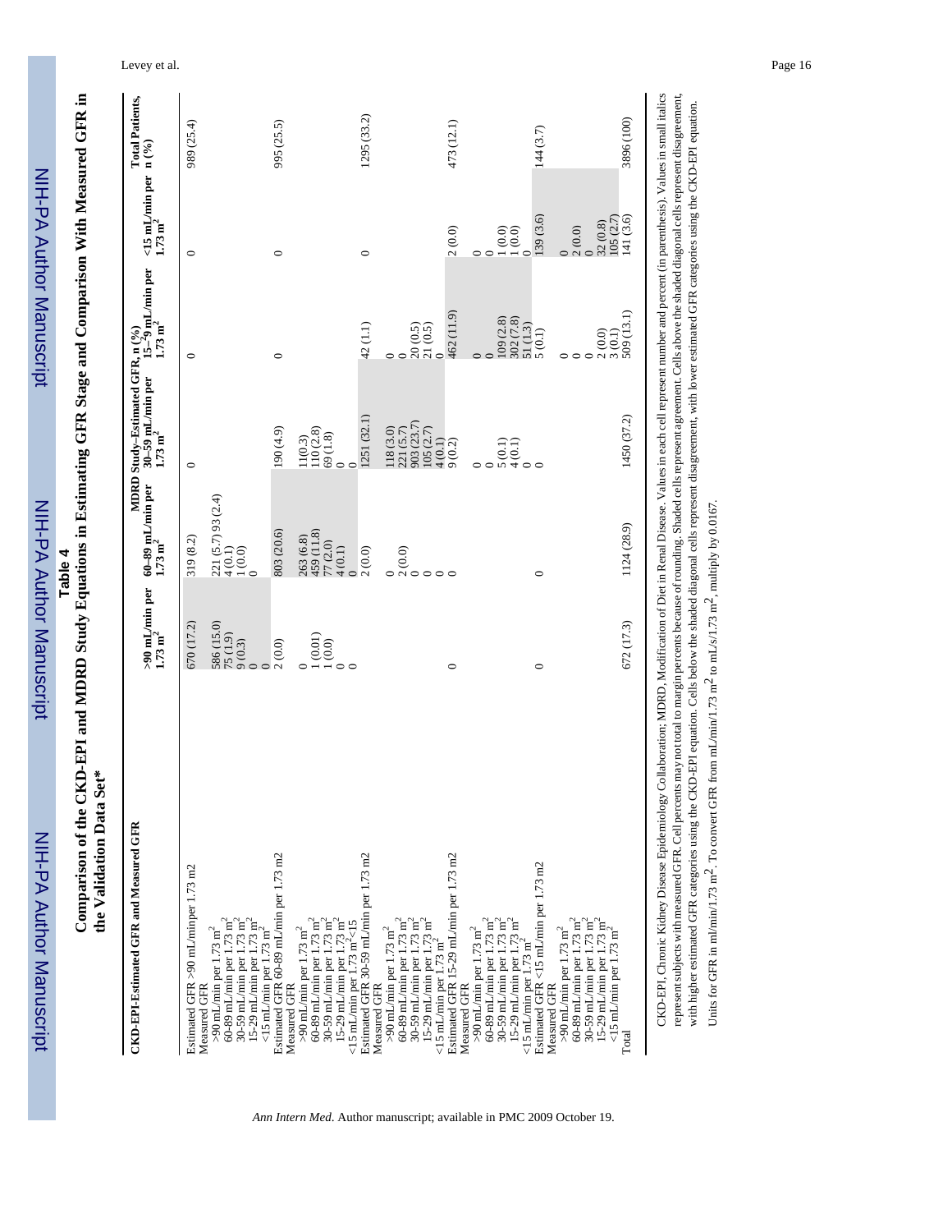**Table 4**

**Comparison of the CKD-EPI and MDRD Study Equations in Estimating GFR Stage and Comparison With Measured GFR in the Validation Data Set***

| CKD-EPI-Estimated GFR and Measured GFR | MDRD Study–Estimated GFR, n (%) | | | | | Total Patients, n (%) |
|---|---|---|---|---|---|---|
| | >90 mL/min per 1.73 m$^2$ | 60–89 mL/min per 1.73 m$^2$ | 30–59 mL/min per 1.73 m$^2$ | 15–29 mL/min per 1.73 m$^2$ | <15 mL/min per 1.73 m$^2$ | |
| Estimated GFR >90 mL/min per 1.73 m2 | 670 (17.2) | 319 (8.2) | 0 | 0 | 0 | 989 (25.4) |
| Measured GFR | | | | | | |
| >90 mL/min per 1.73 m$^2$ | 586 (15.0) | 221 (5.7) 93 (2.4) | | | | |
| 60-89 mL/min per 1.73 m$^2$ | 75 (1.9) | 4 (0.1) | | | | |
| 30-59 mL/min per 1.73 m$^2$ | 9 (0.3) | 1 (0.0) | | | | |
| 15-29 mL/min per 1.73 m$^2$ | 0 | 0 | | | | |
| <15 mL/min per 1.73 m$^2$ | 0 | | | | | |
| Estimated GFR 60-89 mL/min per 1.73 m2 | 2 (0.0) | 803 (20.6) | 190 (4.9) | 0 | 0 | 995 (25.5) |
| Measured GFR | | | | | | |
| >90 mL/min per 1.73 m$^2$ | 0 | 263 (6.8) | 11(0.3) | | | |
| 60-89 mL/min per 1.73 m$^2$ | 1 (0.01) | 459 (11.8) | 110 (2.8) | | | |
| 30-59 mL/min per 1.73 m$^2$ | 1 (0.0) | 77 (2.0) | 69 (1.8) | | | |
| 15-29 mL/min per 1.73 m$^2$ | 0 | 4 (0.1) | 0 | | | |
| <15 mL/min per 1.73 m$^2$<15 | 0 | 0 | 0 | | | |
| Estimated GFR 30-59 mL/min per 1.73 m2 | | 2 (0.0) | 1251 (32.1) | 42 (1.1) | 0 | 1295 (33.2) |
| Measured GFR | | | | | | |
| >90 mL/min per 1.73 m$^2$ | | 0 | 118 (3.0) | 0 | | |
| 60-89 mL/min per 1.73 m$^2$ | | 2 (0.0) | 221 (5.7) | 0 | | |
| 30-59 mL/min per 1.73 m$^2$ | | 0 | 903 (23.7) | 20 (0.5) | | |
| 15-29 mL/min per 1.73 m$^2$ | | 0 | 105 (2.7) | 21 (0.5) | | |
| <15 mL/min per 1.73 m$^2$ | | 0 | 4 (0.1) | 0 | | |
| Estimated GFR 15-29 mL/min per 1.73 m2 | 0 | 0 | 9 (0.2) | 462 (11.9) | 2 (0.0) | 473 (12.1) |
| Measured GFR | | | | | | |
| >90 mL/min per 1.73 m$^2$ | | | 0 | 0 | 0 | |
| 60-89 mL/min per 1.73 m$^2$ | | | 0 | 0 | 0 | |
| 30-59 mL/min per 1.73 m$^2$ | | | 5 (0.1) | 109 (2.8) | 1 (0.0) | |
| 15-29 mL/min per 1.73 m$^2$ | | | 4 (0.1) | 302 (7.8) | 1 (0.0) | |
| <15 mL/min per 1.73 m$^2$ | | | 0 | 51 (1.3) | 0 | |
| Estimated GFR <15 mL/min per 1.73 m2 | 0 | 0 | 0 | 5 (0.1) | 139 (3.6) | 144 (3.7) |
| Measured GFR | | | | | | |
| >90 mL/min per 1.73 m$^2$ | | | | 0 | 0 | |
| 60-89 mL/min per 1.73 m$^2$ | | | | 0 | 2 (0.0) | |
| 30-59 mL/min per 1.73 m$^2$ | | | | 0 | 0 | |
| 15-29 mL/min per 1.73 m$^2$ | | | | 2 (0.0) | 32 (0.8) | |
| <15 mL/min per 1.73 m$^2$ | | | | 3 (0.1) | 105 (2.7) | |
| Total | 672 (17.3) | 1124 (28.9) | 1450 (37.2) | 509 (13.1) | 141 (3.6) | 3896 (100) |

CKD-EPI, Chronic Kidney Disease Epidemiology Collaboration; MDRD, Modification of Diet in Renal Disease. Values in each cell represent number and percent (in parenthesis). Values in small italics represent subjects with measured GFR. Cell percents may not total to margin percents because of rounding. Shaded cells represent agreement. Cells above the shaded diagonal cells represent disagreement, with higher estimated GFR categories using the CKD-EPI equation. Cells below the shaded diagonal cells represent disagreement, with lower estimated GFR categories using the CKD-EPI equation.

Units for GFR in ml/min/1.73 m$^2$. To convert GFR from mL/min/1.73 m$^2$ to mL/s/1.73 m$^2$, multiply by 0.0167.